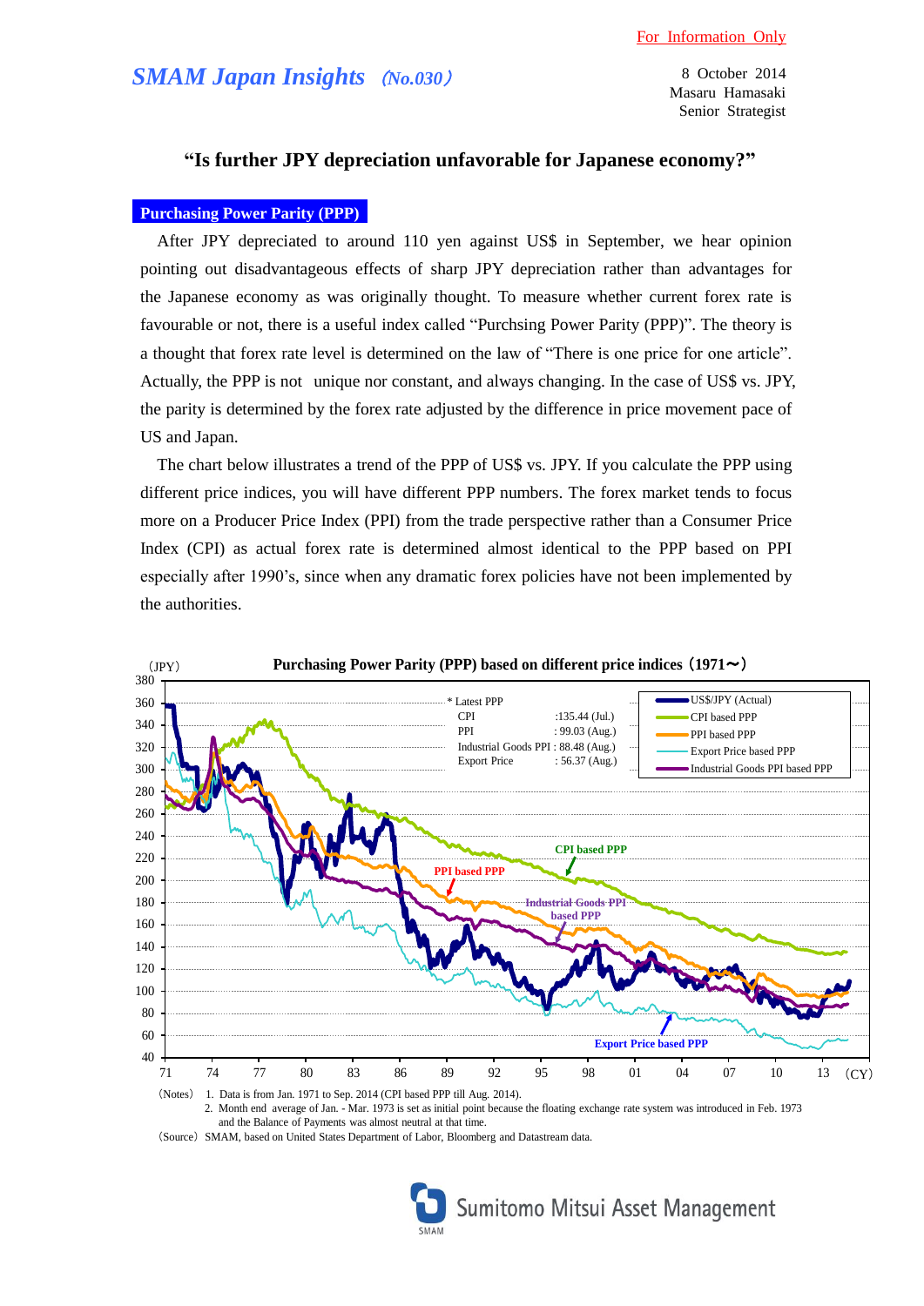For Information Only

## *SMAM Japan Insights* (No.030)

8 October 2014
Masaru Hamasaki
Senior Strategist

# "Is further JPY depreciation unfavorable for Japanese economy?"

## Purchasing Power Parity (PPP)

After JPY depreciated to around 110 yen against US$ in September, we hear opinion pointing out disadvantageous effects of sharp JPY depreciation rather than advantages for the Japanese economy as was originally thought. To measure whether current forex rate is favourable or not, there is a useful index called "Purchsing Power Parity (PPP)". The theory is a thought that forex rate level is determined on the law of "There is one price for one article". Actually, the PPP is not unique nor constant, and always changing. In the case of US$ vs. JPY, the parity is determined by the forex rate adjusted by the difference in price movement pace of US and Japan.

The chart below illustrates a trend of the PPP of US$ vs. JPY. If you calculate the PPP using different price indices, you will have different PPP numbers. The forex market tends to focus more on a Producer Price Index (PPI) from the trade perspective rather than a Consumer Price Index (CPI) as actual forex rate is determined almost identical to the PPP based on PPI especially after 1990's, since when any dramatic forex policies have not been implemented by the authorities.

**Purchasing Power Parity (PPP) based on different price indices (1971～)**

(JPY)

\* Latest PPP

| | |
|---|---|
| CPI | :135.44 (Jul.) |
| PPI | : 99.03 (Aug.) |
| Industrial Goods PPI | : 88.48 (Aug.) |
| Export Price | : 56.37 (Aug.) |

Legend: US$/JPY (Actual); CPI based PPP; PPI based PPP; Export Price based PPP; Industrial Goods PPI based PPP

(CY)

(Notes) 1. Data is from Jan. 1971 to Sep. 2014 (CPI based PPP till Aug. 2014).
2. Month end average of Jan. - Mar. 1973 is set as initial point because the floating exchange rate system was introduced in Feb. 1973 and the Balance of Payments was almost neutral at that time.

(Source) SMAM, based on United States Department of Labor, Bloomberg and Datastream data.

Sumitomo Mitsui Asset Management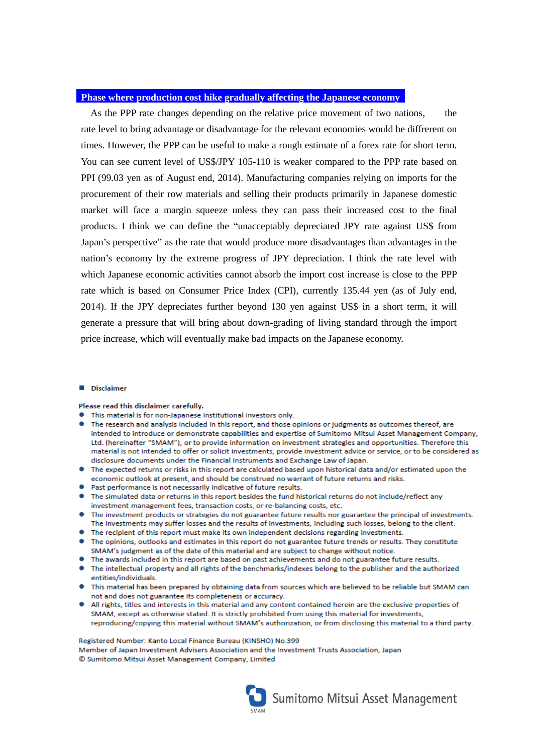## Phase where production cost hike gradually affecting the Japanese economy

As the PPP rate changes depending on the relative price movement of two nations, the rate level to bring advantage or disadvantage for the relevant economies would be diffrerent on times. However, the PPP can be useful to make a rough estimate of a forex rate for short term. You can see current level of US$/JPY 105-110 is weaker compared to the PPP rate based on PPI (99.03 yen as of August end, 2014). Manufacturing companies relying on imports for the procurement of their row materials and selling their products primarily in Japanese domestic market will face a margin squeeze unless they can pass their increased cost to the final products. I think we can define the "unacceptably depreciated JPY rate against US$ from Japan's perspective" as the rate that would produce more disadvantages than advantages in the nation's economy by the extreme progress of JPY depreciation. I think the rate level with which Japanese economic activities cannot absorb the import cost increase is close to the PPP rate which is based on Consumer Price Index (CPI), currently 135.44 yen (as of July end, 2014). If the JPY depreciates further beyond 130 yen against US$ in a short term, it will generate a pressure that will bring about down-grading of living standard through the import price increase, which will eventually make bad impacts on the Japanese economy.

### Disclaimer

**Please read this disclaimer carefully.**

- This material is for non-Japanese institutional investors only.
- The research and analysis included in this report, and those opinions or judgments as outcomes thereof, are intended to introduce or demonstrate capabilities and expertise of Sumitomo Mitsui Asset Management Company, Ltd. (hereinafter "SMAM"), or to provide information on investment strategies and opportunities. Therefore this material is not intended to offer or solicit investments, provide investment advice or service, or to be considered as disclosure documents under the Financial Instruments and Exchange Law of Japan.
- The expected returns or risks in this report are calculated based upon historical data and/or estimated upon the economic outlook at present, and should be construed no warrant of future returns and risks.
- Past performance is not necessarily indicative of future results.
- The simulated data or returns in this report besides the fund historical returns do not include/reflect any investment management fees, transaction costs, or re-balancing costs, etc.
- The investment products or strategies do not guarantee future results nor guarantee the principal of investments. The investments may suffer losses and the results of investments, including such losses, belong to the client.
- The recipient of this report must make its own independent decisions regarding investments.
- The opinions, outlooks and estimates in this report do not guarantee future trends or results. They constitute SMAM's judgment as of the date of this material and are subject to change without notice.
- The awards included in this report are based on past achievements and do not guarantee future results.
- The intellectual property and all rights of the benchmarks/indexes belong to the publisher and the authorized entities/individuals.
- This material has been prepared by obtaining data from sources which are believed to be reliable but SMAM can not and does not guarantee its completeness or accuracy.
- All rights, titles and interests in this material and any content contained herein are the exclusive properties of SMAM, except as otherwise stated. It is strictly prohibited from using this material for investments, reproducing/copying this material without SMAM's authorization, or from disclosing this material to a third party.

Registered Number: Kanto Local Finance Bureau (KINSHO) No.399
Member of Japan Investment Advisers Association and the Investment Trusts Association, Japan
© Sumitomo Mitsui Asset Management Company, Limited

Sumitomo Mitsui Asset Management
SMAM